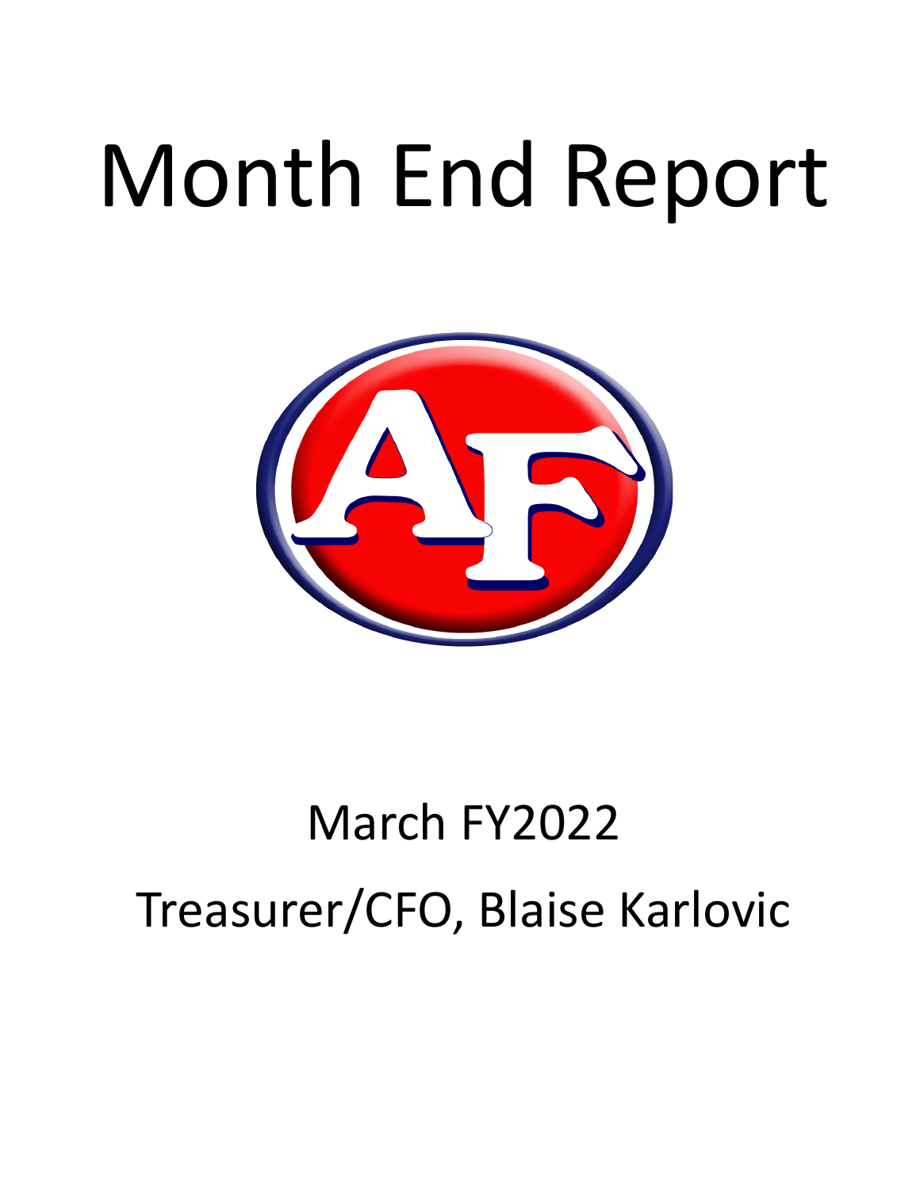# Month End Report

March FY2022

Treasurer/CFO, Blaise Karlovic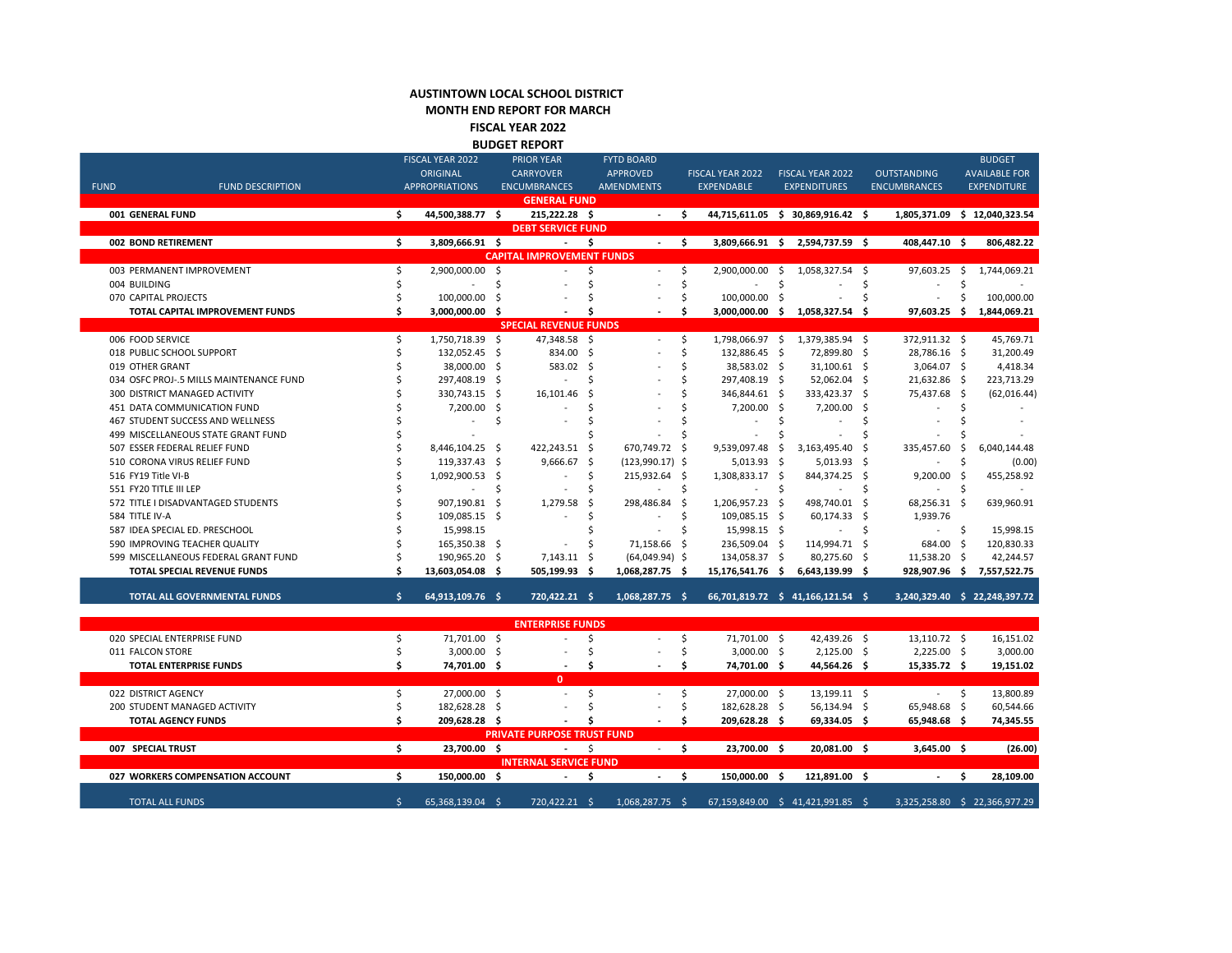# AUSTINTOWN LOCAL SCHOOL DISTRICT
## MONTH END REPORT FOR MARCH
## FISCAL YEAR 2022
## BUDGET REPORT

| FUND | FUND DESCRIPTION | FISCAL YEAR 2022 ORIGINAL APPROPRIATIONS | PRIOR YEAR CARRYOVER ENCUMBRANCES | FYTD BOARD APPROVED AMENDMENTS | FISCAL YEAR 2022 EXPENDABLE | FISCAL YEAR 2022 EXPENDITURES | OUTSTANDING ENCUMBRANCES | BUDGET AVAILABLE FOR EXPENDITURE |
|---|---|---|---|---|---|---|---|---|
| | **GENERAL FUND** | | | | | | | |
| **001** | **GENERAL FUND** | **$ 44,500,388.77** | **$ 215,222.28** | **$ -** | **$ 44,715,611.05** | **$ 30,869,916.42** | **$ 1,805,371.09** | **$ 12,040,323.54** |
| | **DEBT SERVICE FUND** | | | | | | | |
| **002** | **BOND RETIREMENT** | **$ 3,809,666.91** | **$ -** | **$ -** | **$ 3,809,666.91** | **$ 2,594,737.59** | **$ 408,447.10** | **$ 806,482.22** |
| | **CAPITAL IMPROVEMENT FUNDS** | | | | | | | |
| 003 | PERMANENT IMPROVEMENT | $ 2,900,000.00 | $ - | $ - | $ 2,900,000.00 | $ 1,058,327.54 | $ 97,603.25 | $ 1,744,069.21 |
| 004 | BUILDING | $ - | $ - | $ - | $ - | $ - | $ - | $ - |
| 070 | CAPITAL PROJECTS | $ 100,000.00 | $ - | $ - | $ 100,000.00 | $ - | $ - | $ 100,000.00 |
| | **TOTAL CAPITAL IMPROVEMENT FUNDS** | **$ 3,000,000.00** | **$ -** | **$ -** | **$ 3,000,000.00** | **$ 1,058,327.54** | **$ 97,603.25** | **$ 1,844,069.21** |
| | **SPECIAL REVENUE FUNDS** | | | | | | | |
| 006 | FOOD SERVICE | $ 1,750,718.39 | $ 47,348.58 | $ - | $ 1,798,066.97 | $ 1,379,385.94 | $ 372,911.32 | $ 45,769.71 |
| 018 | PUBLIC SCHOOL SUPPORT | $ 132,052.45 | $ 834.00 | $ - | $ 132,886.45 | $ 72,899.80 | $ 28,786.16 | $ 31,200.49 |
| 019 | OTHER GRANT | $ 38,000.00 | $ 583.02 | $ - | $ 38,583.02 | $ 31,100.61 | $ 3,064.07 | $ 4,418.34 |
| 034 | OSFC PROJ-.5 MILLS MAINTENANCE FUND | $ 297,408.19 | $ - | $ - | $ 297,408.19 | $ 52,062.04 | $ 21,632.86 | $ 223,713.29 |
| 300 | DISTRICT MANAGED ACTIVITY | $ 330,743.15 | $ 16,101.46 | $ - | $ 346,844.61 | $ 333,423.37 | $ 75,437.68 | $ (62,016.44) |
| 451 | DATA COMMUNICATION FUND | $ 7,200.00 | $ - | $ - | $ 7,200.00 | $ 7,200.00 | $ - | $ - |
| 467 | STUDENT SUCCESS AND WELLNESS | $ - | $ - | $ - | $ - | $ - | $ - | $ - |
| 499 | MISCELLANEOUS STATE GRANT FUND | $ - | | $ - | $ - | $ - | $ - | $ - |
| 507 | ESSER FEDERAL RELIEF FUND | $ 8,446,104.25 | $ 422,243.51 | $ 670,749.72 | $ 9,539,097.48 | $ 3,163,495.40 | $ 335,457.60 | $ 6,040,144.48 |
| 510 | CORONA VIRUS RELIEF FUND | $ 119,337.43 | $ 9,666.67 | $ (123,990.17) | $ 5,013.93 | $ 5,013.93 | $ - | $ (0.00) |
| 516 | FY19 Title VI-B | $ 1,092,900.53 | $ - | $ 215,932.64 | $ 1,308,833.17 | $ 844,374.25 | $ 9,200.00 | $ 455,258.92 |
| 551 | FY20 TITLE III LEP | $ - | $ - | $ - | $ - | $ - | $ - | $ - |
| 572 | TITLE I DISADVANTAGED STUDENTS | $ 907,190.81 | $ 1,279.58 | $ 298,486.84 | $ 1,206,957.23 | $ 498,740.01 | $ 68,256.31 | $ 639,960.91 |
| 584 | TITLE IV-A | $ 109,085.15 | $ - | $ - | $ 109,085.15 | $ 60,174.33 | $ 1,939.76 | |
| 587 | IDEA SPECIAL ED. PRESCHOOL | $ 15,998.15 | | $ - | $ 15,998.15 | $ - | $ - | $ 15,998.15 |
| 590 | IMPROVING TEACHER QUALITY | $ 165,350.38 | $ - | $ 71,158.66 | $ 236,509.04 | $ 114,994.71 | $ 684.00 | $ 120,830.33 |
| 599 | MISCELLANEOUS FEDERAL GRANT FUND | $ 190,965.20 | $ 7,143.11 | $ (64,049.94) | $ 134,058.37 | $ 80,275.60 | $ 11,538.20 | $ 42,244.57 |
| | **TOTAL SPECIAL REVENUE FUNDS** | **$ 13,603,054.08** | **$ 505,199.93** | **$ 1,068,287.75** | **$ 15,176,541.76** | **$ 6,643,139.99** | **$ 928,907.96** | **$ 7,557,522.75** |
| | **TOTAL ALL GOVERNMENTAL FUNDS** | **$ 64,913,109.76** | **$ 720,422.21** | **$ 1,068,287.75** | **$ 66,701,819.72** | **$ 41,166,121.54** | **$ 3,240,329.40** | **$ 22,248,397.72** |
| | **ENTERPRISE FUNDS** | | | | | | | |
| 020 | SPECIAL ENTERPRISE FUND | $ 71,701.00 | $ - | $ - | $ 71,701.00 | $ 42,439.26 | $ 13,110.72 | $ 16,151.02 |
| 011 | FALCON STORE | $ 3,000.00 | $ - | $ - | $ 3,000.00 | $ 2,125.00 | $ 2,225.00 | $ 3,000.00 |
| | **TOTAL ENTERPRISE FUNDS** | **$ 74,701.00** | **$ -** | **$ -** | **$ 74,701.00** | **$ 44,564.26** | **$ 15,335.72** | **$ 19,151.02** |
| | **0** | | | | | | | |
| 022 | DISTRICT AGENCY | $ 27,000.00 | $ - | $ - | $ 27,000.00 | $ 13,199.11 | $ - | $ 13,800.89 |
| 200 | STUDENT MANAGED ACTIVITY | $ 182,628.28 | $ - | $ - | $ 182,628.28 | $ 56,134.94 | $ 65,948.68 | $ 60,544.66 |
| | **TOTAL AGENCY FUNDS** | **$ 209,628.28** | **$ -** | **$ -** | **$ 209,628.28** | **$ 69,334.05** | **$ 65,948.68** | **$ 74,345.55** |
| | **PRIVATE PURPOSE TRUST FUND** | | | | | | | |
| **007** | **SPECIAL TRUST** | **$ 23,700.00** | **$ -** | **$ -** | **$ 23,700.00** | **$ 20,081.00** | **$ 3,645.00** | **$ (26.00)** |
| | **INTERNAL SERVICE FUND** | | | | | | | |
| **027** | **WORKERS COMPENSATION ACCOUNT** | **$ 150,000.00** | **$ -** | **$ -** | **$ 150,000.00** | **$ 121,891.00** | **$ -** | **$ 28,109.00** |
| | TOTAL ALL FUNDS | $ 65,368,139.04 | $ 720,422.21 | $ 1,068,287.75 | $ 67,159,849.00 | $ 41,421,991.85 | $ 3,325,258.80 | $ 22,366,977.29 |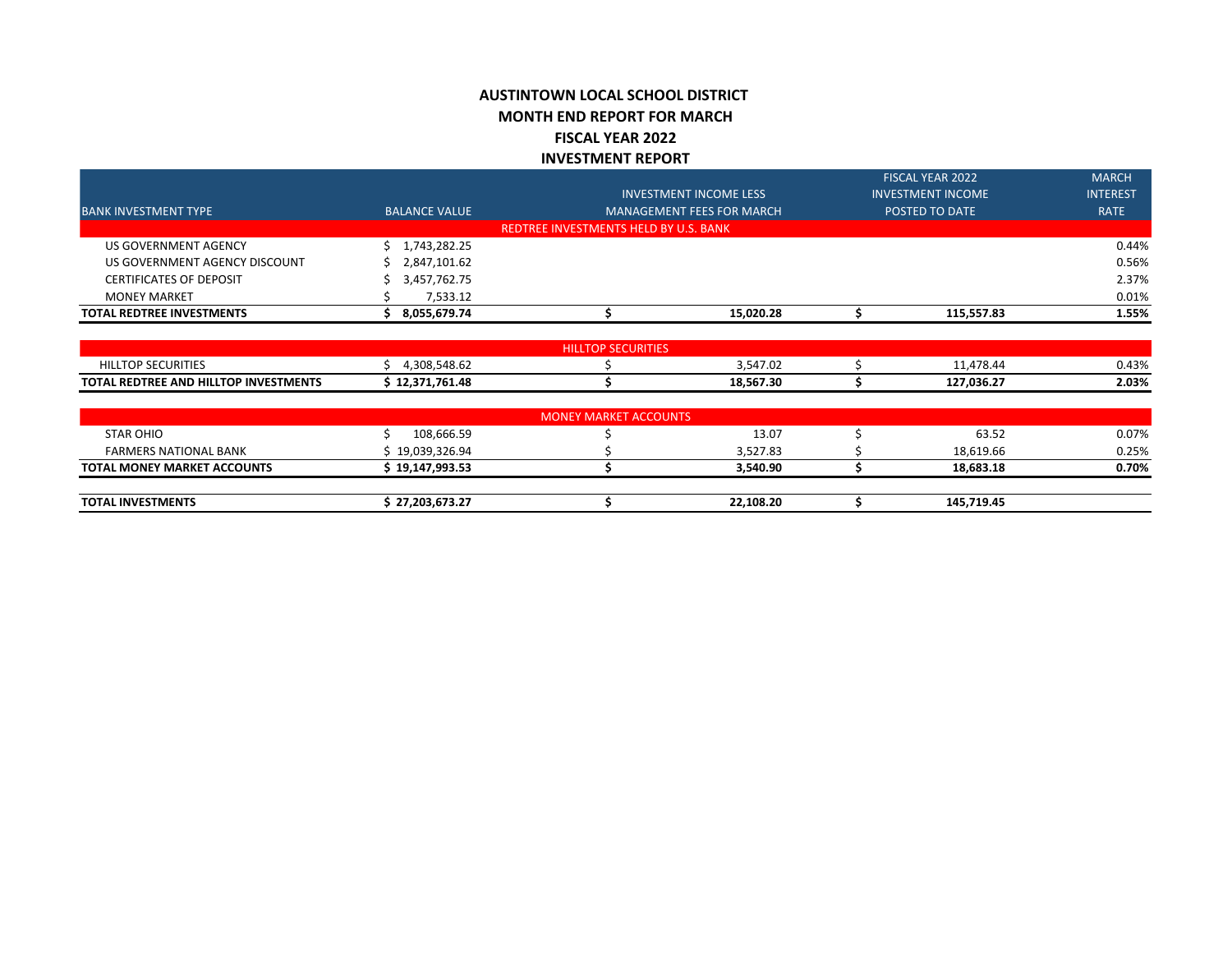# AUSTINTOWN LOCAL SCHOOL DISTRICT
## MONTH END REPORT FOR MARCH
## FISCAL YEAR 2022
## INVESTMENT REPORT

| BANK INVESTMENT TYPE | BALANCE VALUE | INVESTMENT INCOME LESS MANAGEMENT FEES FOR MARCH | FISCAL YEAR 2022 INVESTMENT INCOME POSTED TO DATE | MARCH INTEREST RATE |
|---|---|---|---|---|
| REDTREE INVESTMENTS HELD BY U.S. BANK | | | | |
| US GOVERNMENT AGENCY | $ 1,743,282.25 | | | 0.44% |
| US GOVERNMENT AGENCY DISCOUNT | $ 2,847,101.62 | | | 0.56% |
| CERTIFICATES OF DEPOSIT | $ 3,457,762.75 | | | 2.37% |
| MONEY MARKET | $ 7,533.12 | | | 0.01% |
| **TOTAL REDTREE INVESTMENTS** | **$ 8,055,679.74** | **$ 15,020.28** | **$ 115,557.83** | **1.55%** |
| HILLTOP SECURITIES | | | | |
| HILLTOP SECURITIES | $ 4,308,548.62 | $ 3,547.02 | $ 11,478.44 | 0.43% |
| **TOTAL REDTREE AND HILLTOP INVESTMENTS** | **$ 12,371,761.48** | **$ 18,567.30** | **$ 127,036.27** | **2.03%** |
| MONEY MARKET ACCOUNTS | | | | |
| STAR OHIO | $ 108,666.59 | $ 13.07 | $ 63.52 | 0.07% |
| FARMERS NATIONAL BANK | $ 19,039,326.94 | $ 3,527.83 | $ 18,619.66 | 0.25% |
| **TOTAL MONEY MARKET ACCOUNTS** | **$ 19,147,993.53** | **$ 3,540.90** | **$ 18,683.18** | **0.70%** |
| **TOTAL INVESTMENTS** | **$ 27,203,673.27** | **$ 22,108.20** | **$ 145,719.45** | |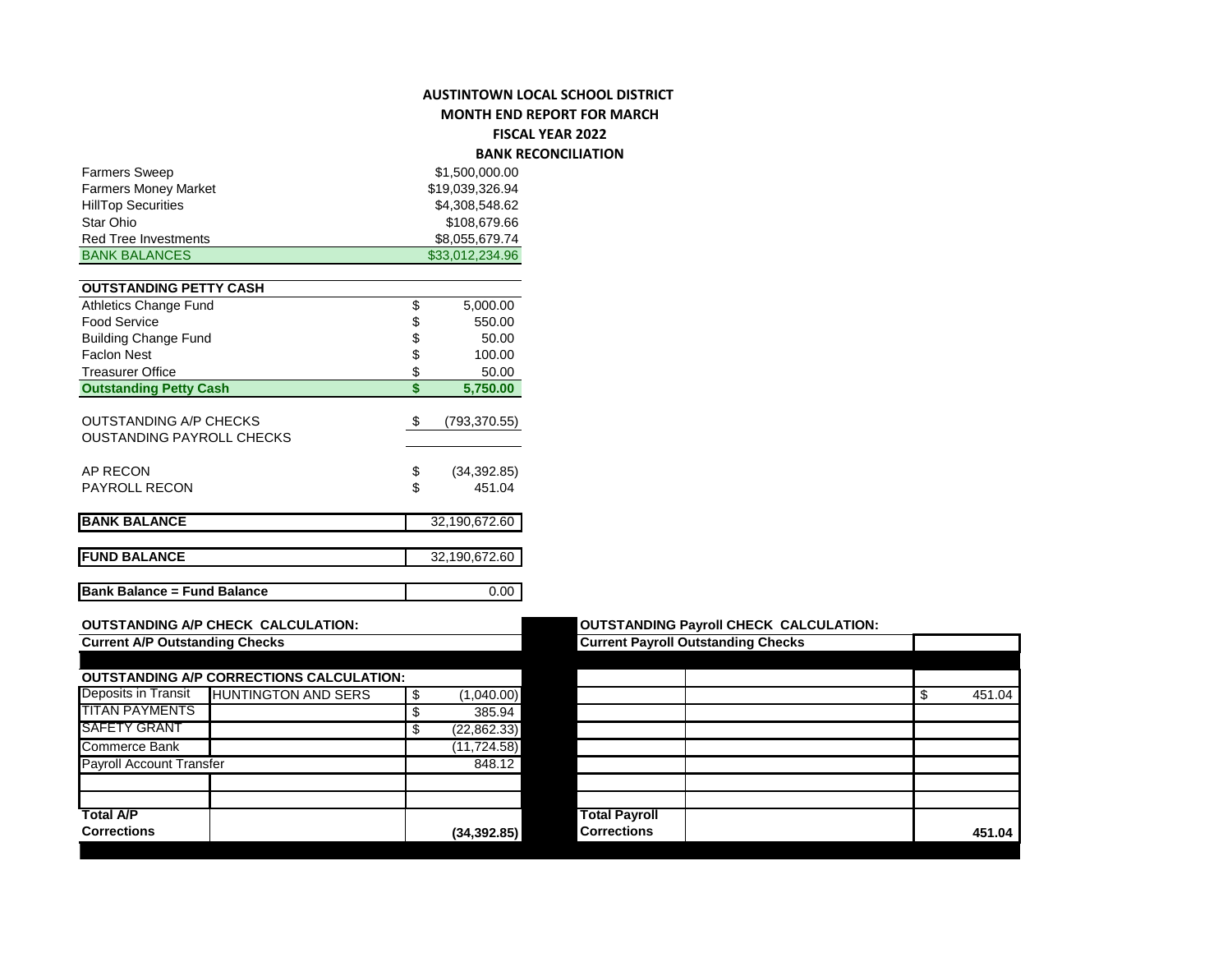# AUSTINTOWN LOCAL SCHOOL DISTRICT

## MONTH END REPORT FOR MARCH

## FISCAL YEAR 2022

## BANK RECONCILIATION

| | |
|---|---|
| Farmers Sweep | $1,500,000.00 |
| Farmers Money Market | $19,039,326.94 |
| HillTop Securities | $4,308,548.62 |
| Star Ohio | $108,679.66 |
| Red Tree Investments | $8,055,679.74 |
| BANK BALANCES | $33,012,234.96 |

| OUTSTANDING PETTY CASH | |
|---|---|
| Athletics Change Fund | $ 5,000.00 |
| Food Service | $ 550.00 |
| Building Change Fund | $ 50.00 |
| Faclon Nest | $ 100.00 |
| Treasurer Office | $ 50.00 |
| **Outstanding Petty Cash** | **$ 5,750.00** |

| | |
|---|---|
| OUTSTANDING A/P CHECKS | $ (793,370.55) |
| OUSTANDING PAYROLL CHECKS | |
| AP RECON | $ (34,392.85) |
| PAYROLL RECON | $ 451.04 |

| | |
|---|---|
| **BANK BALANCE** | 32,190,672.60 |
| **FUND BALANCE** | 32,190,672.60 |
| **Bank Balance = Fund Balance** | 0.00 |

| **OUTSTANDING A/P CHECK CALCULATION:** | | |
|---|---|---|
| **Current A/P Outstanding Checks** | | |
| **OUTSTANDING A/P CORRECTIONS CALCULATION:** | | |
| Deposits in Transit | HUNTINGTON AND SERS | $ (1,040.00) |
| TITAN PAYMENTS | | $ 385.94 |
| SAFETY GRANT | | $ (22,862.33) |
| Commerce Bank | | (11,724.58) |
| Payroll Account Transfer | | 848.12 |
| | | |
| | | |
| **Total A/P Corrections** | | **(34,392.85)** |

| **OUTSTANDING Payroll CHECK CALCULATION:** | | |
|---|---|---|
| **Current Payroll Outstanding Checks** | | |
| | | $ 451.04 |
| | | |
| | | |
| | | |
| | | |
| | | |
| | | |
| **Total Payroll Corrections** | | **451.04** |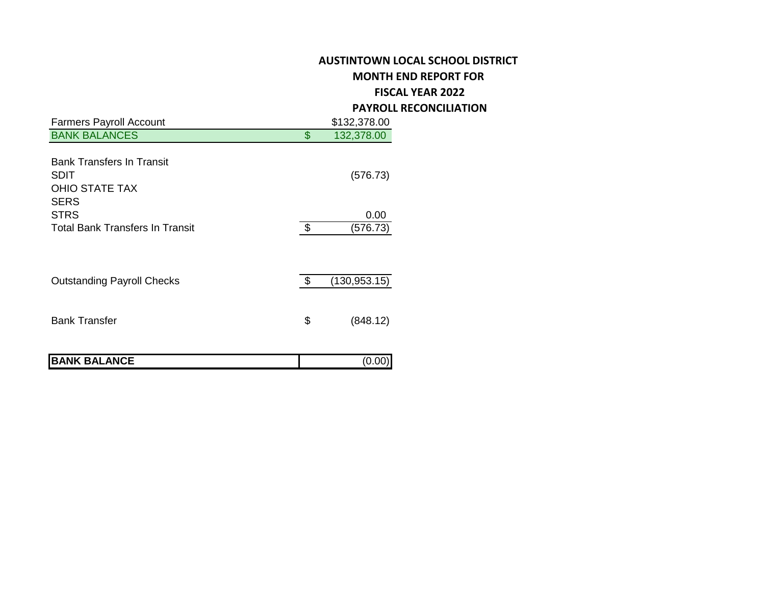# AUSTINTOWN LOCAL SCHOOL DISTRICT
## MONTH END REPORT FOR
## FISCAL YEAR 2022
## PAYROLL RECONCILIATION

| | | |
|---|---|---|
| Farmers Payroll Account | | $132,378.00 |
| BANK BALANCES | $ | 132,378.00 |
| | | |
| Bank Transfers In Transit | | |
| SDIT | | (576.73) |
| OHIO STATE TAX | | |
| SERS | | |
| STRS | | 0.00 |
| Total Bank Transfers In Transit | $ | (576.73) |
| | | |
| Outstanding Payroll Checks | $ | (130,953.15) |
| | | |
| Bank Transfer | $ | (848.12) |
| | | |
| **BANK BALANCE** | | (0.00) |